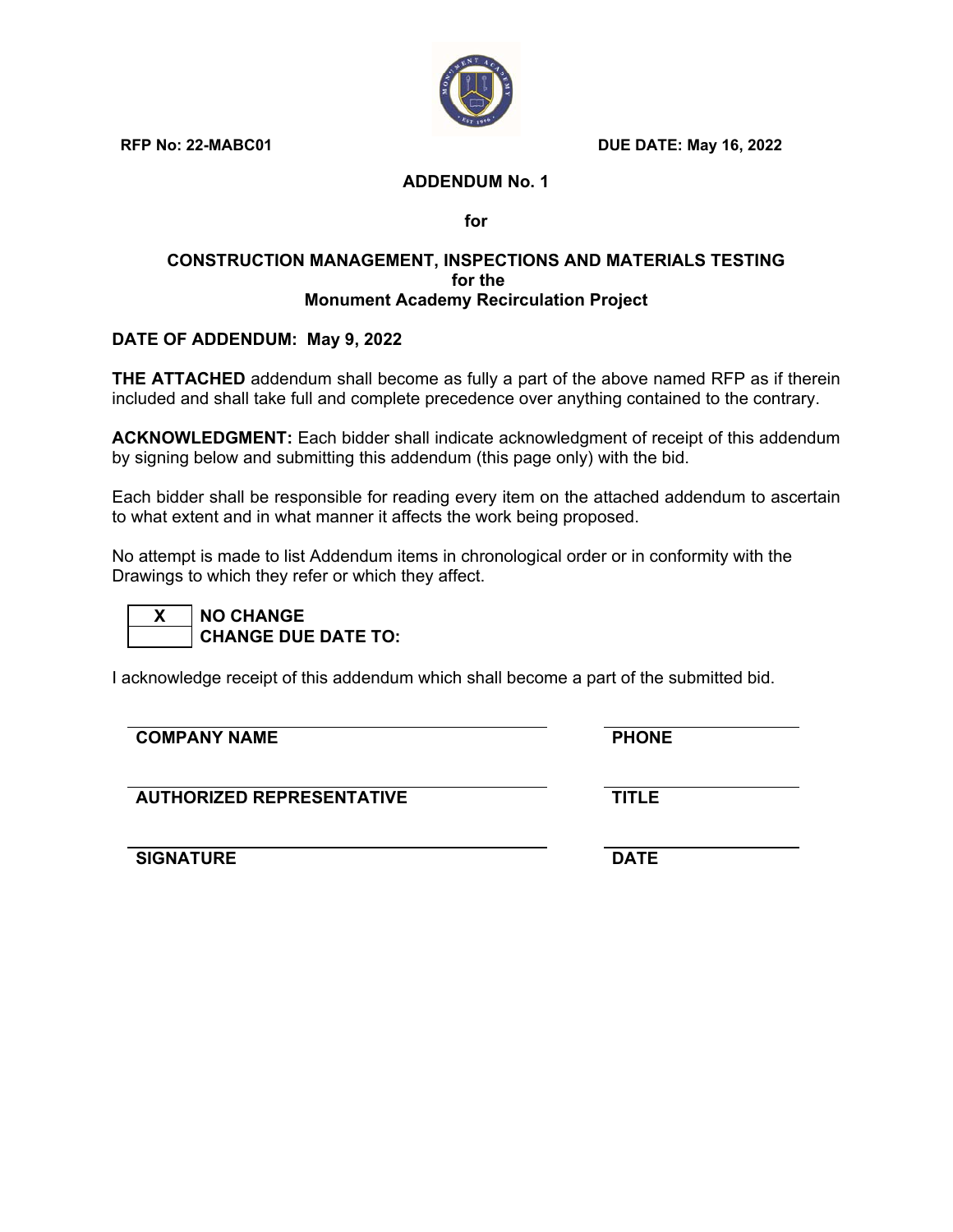**RFP No: 22-MABC01** **DUE DATE: May 16, 2022**

# ADDENDUM No. 1

**for**

## CONSTRUCTION MANAGEMENT, INSPECTIONS AND MATERIALS TESTING for the Monument Academy Recirculation Project

**DATE OF ADDENDUM: May 9, 2022**

**THE ATTACHED** addendum shall become as fully a part of the above named RFP as if therein included and shall take full and complete precedence over anything contained to the contrary.

**ACKNOWLEDGMENT:** Each bidder shall indicate acknowledgment of receipt of this addendum by signing below and submitting this addendum (this page only) with the bid.

Each bidder shall be responsible for reading every item on the attached addendum to ascertain to what extent and in what manner it affects the work being proposed.

No attempt is made to list Addendum items in chronological order or in conformity with the Drawings to which they refer or which they affect.

| | |
|---|---|
| X | **NO CHANGE** |
| | **CHANGE DUE DATE TO:** |

I acknowledge receipt of this addendum which shall become a part of the submitted bid.

| | |
|---|---|
| **COMPANY NAME** | **PHONE** |
| **AUTHORIZED REPRESENTATIVE** | **TITLE** |
| **SIGNATURE** | **DATE** |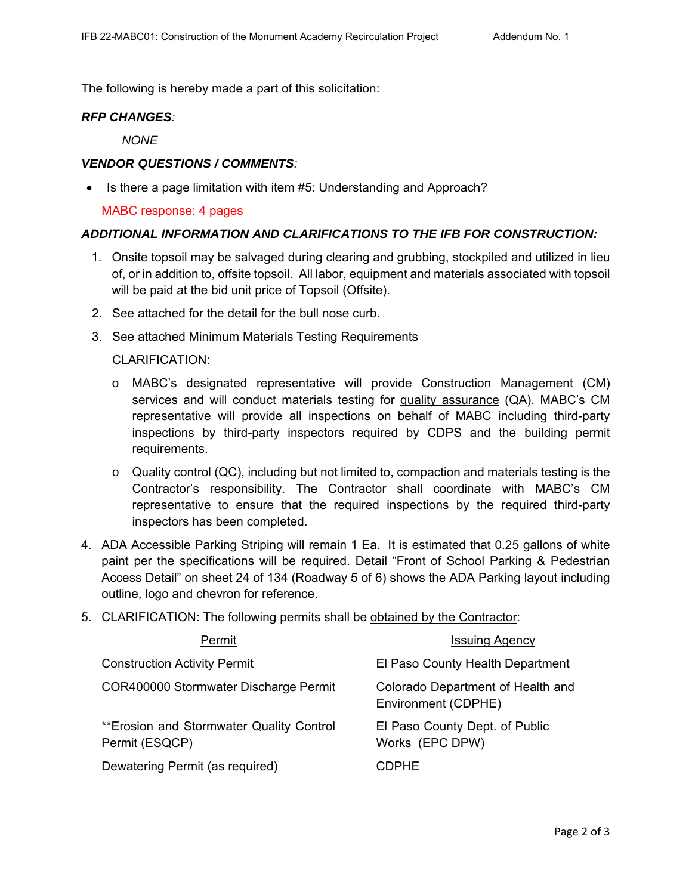The following is hereby made a part of this solicitation:

***RFP CHANGES:***

*NONE*

***VENDOR QUESTIONS / COMMENTS:***

- Is there a page limitation with item #5: Understanding and Approach?

MABC response: 4 pages

***ADDITIONAL INFORMATION AND CLARIFICATIONS TO THE IFB FOR CONSTRUCTION:***

1. Onsite topsoil may be salvaged during clearing and grubbing, stockpiled and utilized in lieu of, or in addition to, offsite topsoil. All labor, equipment and materials associated with topsoil will be paid at the bid unit price of Topsoil (Offsite).
2. See attached for the detail for the bull nose curb.
3. See attached Minimum Materials Testing Requirements

   CLARIFICATION:

   - MABC's designated representative will provide Construction Management (CM) services and will conduct materials testing for <u>quality assurance</u> (QA). MABC's CM representative will provide all inspections on behalf of MABC including third-party inspections by third-party inspectors required by CDPS and the building permit requirements.
   - Quality control (QC), including but not limited to, compaction and materials testing is the Contractor's responsibility. The Contractor shall coordinate with MABC's CM representative to ensure that the required inspections by the required third-party inspectors has been completed.

4. ADA Accessible Parking Striping will remain 1 Ea. It is estimated that 0.25 gallons of white paint per the specifications will be required. Detail "Front of School Parking & Pedestrian Access Detail" on sheet 24 of 134 (Roadway 5 of 6) shows the ADA Parking layout including outline, logo and chevron for reference.
5. CLARIFICATION: The following permits shall be <u>obtained by the Contractor</u>:

| Permit | Issuing Agency |
| --- | --- |
| Construction Activity Permit | El Paso County Health Department |
| COR400000 Stormwater Discharge Permit | Colorado Department of Health and Environment (CDPHE) |
| **Erosion and Stormwater Quality Control Permit (ESQCP) | El Paso County Dept. of Public Works (EPC DPW) |
| Dewatering Permit (as required) | CDPHE |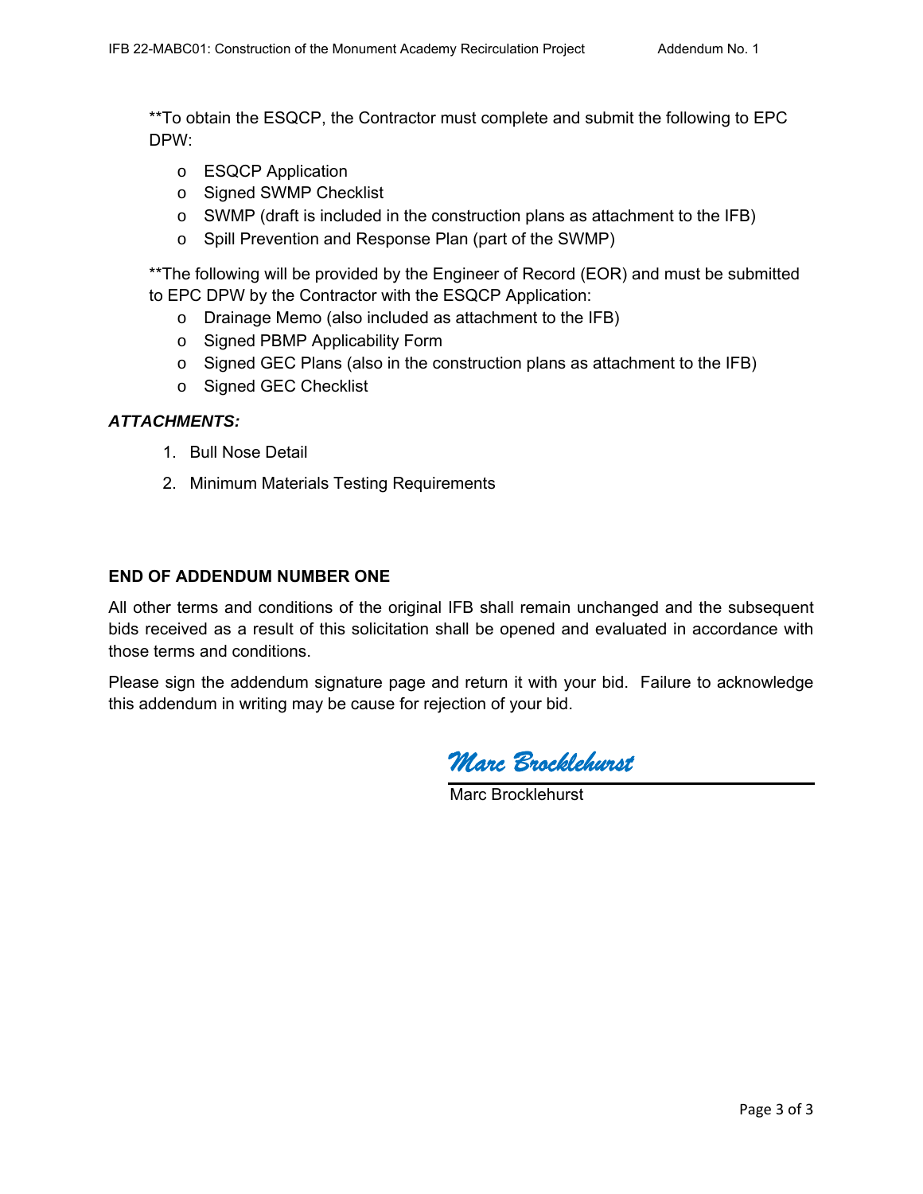**To obtain the ESQCP, the Contractor must complete and submit the following to EPC DPW:

- ESQCP Application
- Signed SWMP Checklist
- SWMP (draft is included in the construction plans as attachment to the IFB)
- Spill Prevention and Response Plan (part of the SWMP)

**The following will be provided by the Engineer of Record (EOR) and must be submitted to EPC DPW by the Contractor with the ESQCP Application:

- Drainage Memo (also included as attachment to the IFB)
- Signed PBMP Applicability Form
- Signed GEC Plans (also in the construction plans as attachment to the IFB)
- Signed GEC Checklist

***ATTACHMENTS:***

1. Bull Nose Detail
2. Minimum Materials Testing Requirements

**END OF ADDENDUM NUMBER ONE**

All other terms and conditions of the original IFB shall remain unchanged and the subsequent bids received as a result of this solicitation shall be opened and evaluated in accordance with those terms and conditions.

Please sign the addendum signature page and return it with your bid. Failure to acknowledge this addendum in writing may be cause for rejection of your bid.

*Marc Brocklehurst*

Marc Brocklehurst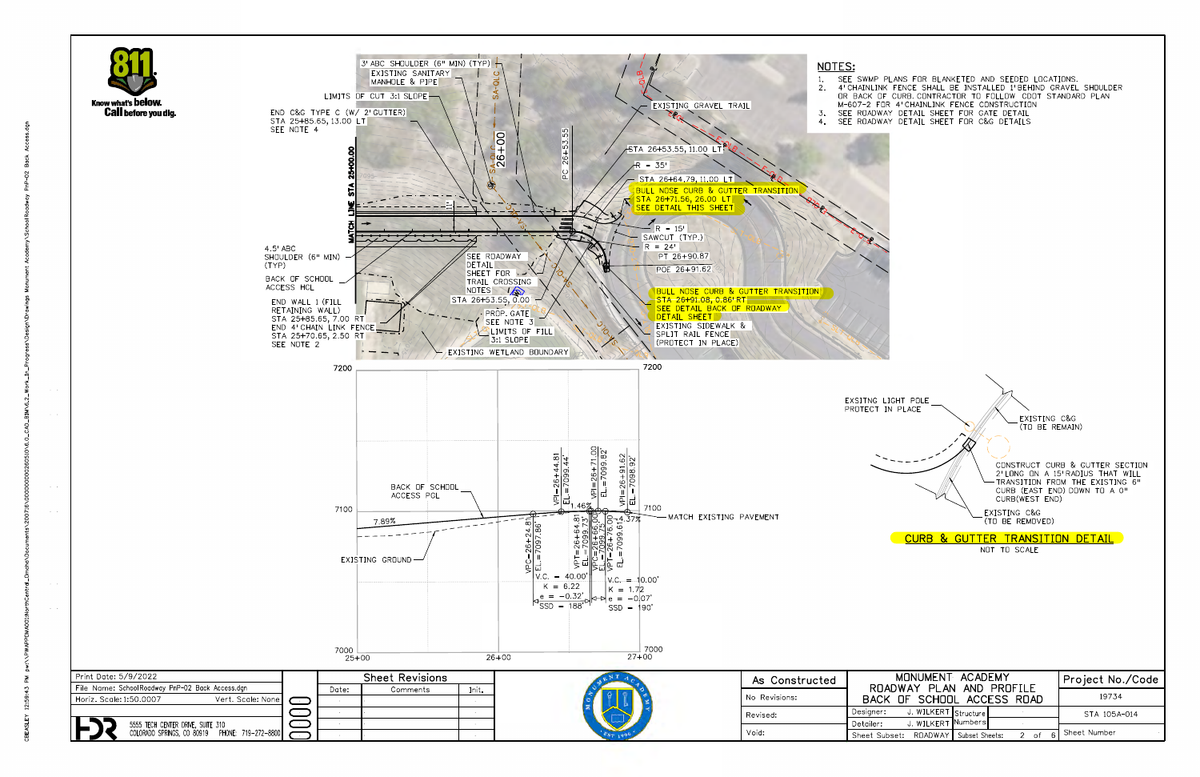## NOTES:

1. SEE SWMP PLANS FOR BLANKETED AND SEEDED LOCATIONS.
2. 4' CHAINLINK FENCE SHALL BE INSTALLED 1' BEHIND GRAVEL SHOULDER OR BACK OF CURB. CONTRACTOR TO FOLLOW CDOT STANDARD PLAN M-607-2 FOR 4' CHAINLINK FENCE CONSTRUCTION
3. SEE ROADWAY DETAIL SHEET FOR GATE DETAIL
4. SEE ROADWAY DETAIL SHEET FOR C&G DETAILS

### Plan

- 3' ABC SHOULDER (6" MIN) (TYP)
- EXISTING SANITARY MANHOLE & PIPE
- LIMITS OF CUT 3:1 SLOPE
- END C&G TYPE C (W/ 2' GUTTER) STA 25+85.65, 13.00 LT SEE NOTE 4
- MATCH LINE STA 25+00.00
- 26+00
- PC 26+53.55
- EXISTING GRAVEL TRAIL
- STA 26+53.55, 11.00 LT
- R = 35'
- STA 26+64.79, 11.00 LT
- BULL NOSE CURB & GUTTER TRANSITION STA 26+71.56, 26.00 LT SEE DETAIL THIS SHEET
- R = 15'
- SAWCUT (TYP.)
- R = 24'
- PT 26+90.87
- POE 26+91.62
- 4.5' ABC SHOULDER (6" MIN) (TYP)
- BACK OF SCHOOL ACCESS HCL
- SEE ROADWAY DETAIL SHEET FOR TRAIL CROSSING NOTES
- STA 26+53.55, 0.00
- END WALL 1 (FILL RETAINING WALL) STA 25+85.65, 7.00 RT
- END 4' CHAIN LINK FENCE STA 25+70.65, 2.50 RT SEE NOTE 2
- PROP. GATE SEE NOTE 3
- LIMITS OF FILL 3:1 SLOPE
- EXISTING WETLAND BOUNDARY
- BULL NOSE CURB & GUTTER TRANSITION STA 26+91.08, 0.86' RT SEE DETAIL BACK OF ROADWAY DETAIL SHEET
- EXISTING SIDEWALK & SPLIT RAIL FENCE (PROTECT IN PLACE)

### Profile

- 7200 / 7100 / 7000; 25+00, 26+00, 27+00
- BACK OF SCHOOL ACCESS PGL
- EXISTING GROUND
- 7.89%
- 1.46%
- -4.37%
- MATCH EXISTING PAVEMENT
- VPC=26+24.81 EL=7097.86'
- VPI=26+44.81 EL=7099.44'
- VPT=26+64.81 EL=7099.73'
- VPI=26+71.00 EL=7099.82'
- VPC=26+66.00 EL=7099.75'
- VPT=26+76.00 EL=7099.61'
- VPI=26+91.62 EL=7098.92'
- V.C. = 40.00', K = 6.22, e = -0.32', SSD = 188'
- V.C. = 10.00', K = 1.72, e = -0.07', SSD = 190'

### CURB & GUTTER TRANSITION DETAIL

NOT TO SCALE

- EXSITNG LIGHT POLE PROTECT IN PLACE
- EXISTING C&G (TO BE REMAIN)
- CONSTRUCT CURB & GUTTER SECTION 2' LONG ON A 15' RADIUS THAT WILL TRANSITION FROM THE EXISTING 6" CURB (EAST END) DOWN TO A 0" CURB(WEST END)
- EXISTING C&G (TO BE REMOVED)

| Print Date: 5/9/2022 | |
|---|---|
| File Name: SchoolRoadway PnP-02 Back Access.dgn | |
| Horiz. Scale: 1:50.0007 | Vert. Scale: None |

HDR — 5555 TECH CENTER DRIVE, SUITE 310, COLORADO SPRINGS, CO 80919 PHONE: 719-272-8800

| Sheet Revisions | | |
|---|---|---|
| Date: | Comments | Init. |

| As Constructed | MONUMENT ACADEMY ROADWAY PLAN AND PROFILE BACK OF SCHOOL ACCESS ROAD | Project No./Code |
|---|---|---|
| No Revisions: | | 19734 |
| Revised: | Designer: J. WILKERT; Detailer: J. WILKERT; Structure Numbers | STA 105A-014 |
| Void: | Sheet Subset: ROADWAY; Subset Sheets: 2 of 6 | Sheet Number |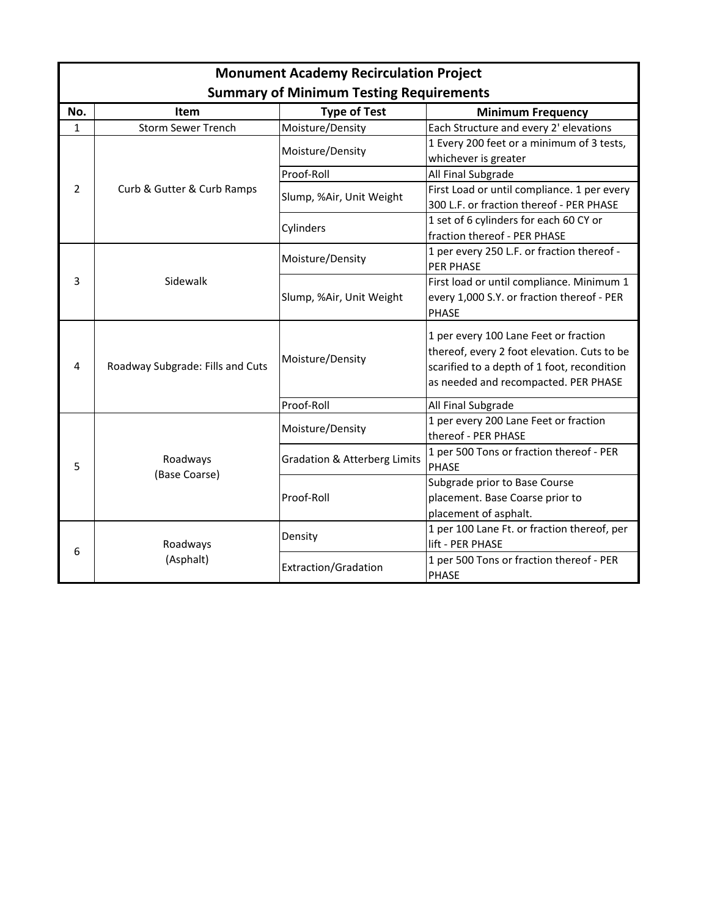# Monument Academy Recirculation Project

## Summary of Minimum Testing Requirements

| No. | Item | Type of Test | Minimum Frequency |
|---|---|---|---|
| 1 | Storm Sewer Trench | Moisture/Density | Each Structure and every 2' elevations |
| 2 | Curb & Gutter & Curb Ramps | Moisture/Density | 1 Every 200 feet or a minimum of 3 tests, whichever is greater |
| | | Proof-Roll | All Final Subgrade |
| | | Slump, %Air, Unit Weight | First Load or until compliance. 1 per every 300 L.F. or fraction thereof - PER PHASE |
| | | Cylinders | 1 set of 6 cylinders for each 60 CY or fraction thereof - PER PHASE |
| 3 | Sidewalk | Moisture/Density | 1 per every 250 L.F. or fraction thereof - PER PHASE |
| | | Slump, %Air, Unit Weight | First load or until compliance. Minimum 1 every 1,000 S.Y. or fraction thereof - PER PHASE |
| 4 | Roadway Subgrade: Fills and Cuts | Moisture/Density | 1 per every 100 Lane Feet or fraction thereof, every 2 foot elevation. Cuts to be scarified to a depth of 1 foot, recondition as needed and recompacted. PER PHASE |
| | | Proof-Roll | All Final Subgrade |
| 5 | Roadways (Base Coarse) | Moisture/Density | 1 per every 200 Lane Feet or fraction thereof - PER PHASE |
| | | Gradation & Atterberg Limits | 1 per 500 Tons or fraction thereof - PER PHASE |
| | | Proof-Roll | Subgrade prior to Base Course placement. Base Coarse prior to placement of asphalt. |
| 6 | Roadways (Asphalt) | Density | 1 per 100 Lane Ft. or fraction thereof, per lift - PER PHASE |
| | | Extraction/Gradation | 1 per 500 Tons or fraction thereof - PER PHASE |